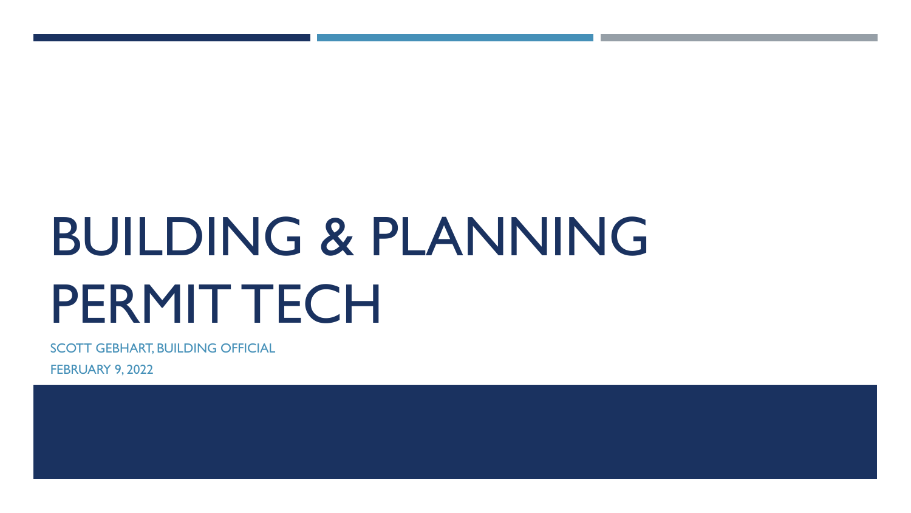# BUILDING & PLANNING PERMIT TECH

SCOTT GEBHART, BUILDING OFFICIAL

FEBRUARY 9, 2022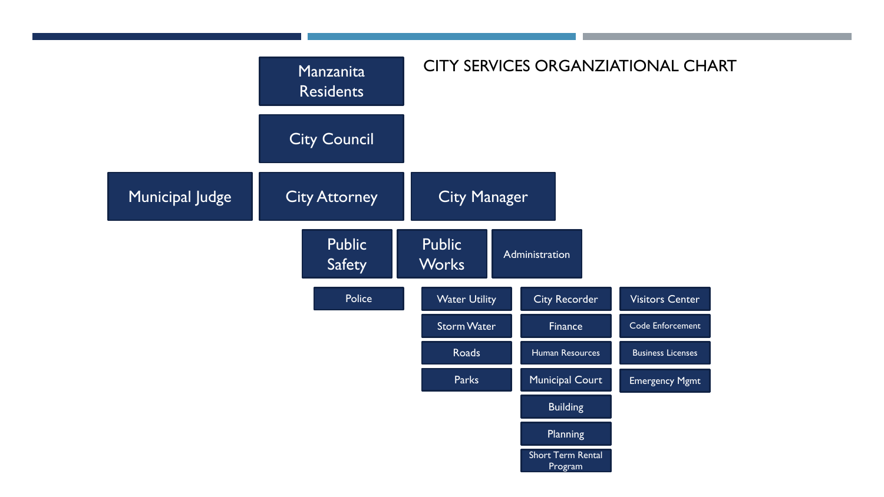# CITY SERVICES ORGANZIATIONAL CHART

- Manzanita Residents
  - City Council
    - Municipal Judge
    - City Attorney
    - City Manager
      - Public Safety
        - Police
      - Public Works
        - Water Utility
        - Storm Water
        - Roads
        - Parks
      - Administration
        - City Recorder
        - Finance
        - Human Resources
        - Municipal Court
        - Building
        - Planning
        - Short Term Rental Program
        - Visitors Center
        - Code Enforcement
        - Business Licenses
        - Emergency Mgmt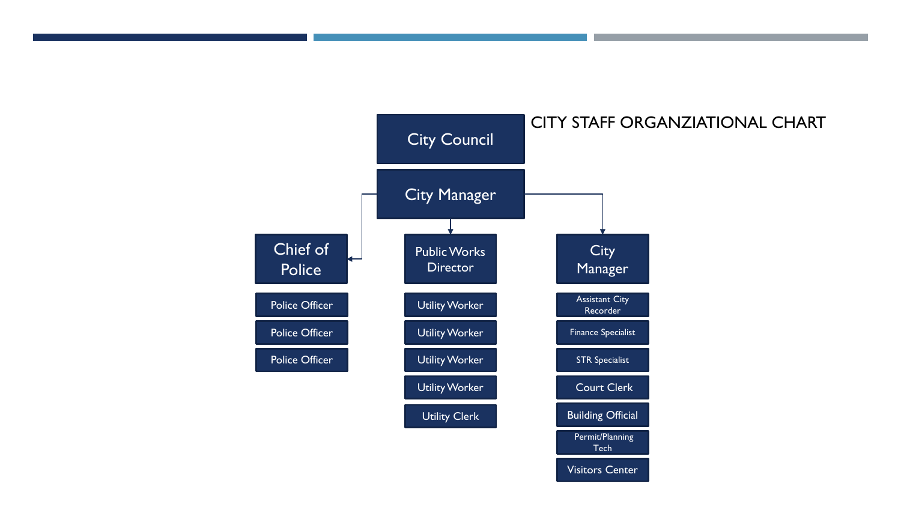# CITY STAFF ORGANZIATIONAL CHART

- City Council
  - City Manager
    - Chief of Police
      - Police Officer
      - Police Officer
      - Police Officer
    - Public Works Director
      - Utility Worker
      - Utility Worker
      - Utility Worker
      - Utility Worker
      - Utility Clerk
    - City Manager
      - Assistant City Recorder
      - Finance Specialist
      - STR Specialist
      - Court Clerk
      - Building Official
      - Permit/Planning Tech
      - Visitors Center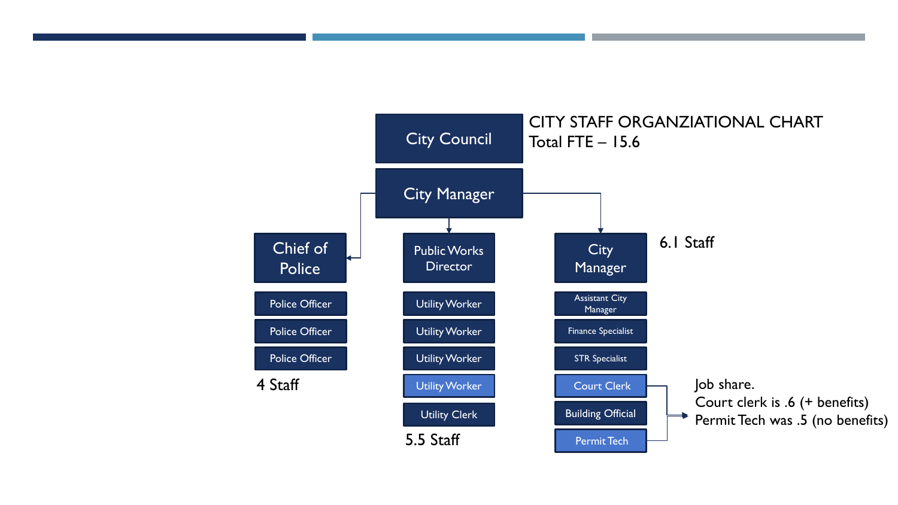# CITY STAFF ORGANZIATIONAL CHART

Total FTE – 15.6

- City Council
  - City Manager
    - Chief of Police
      - Police Officer
      - Police Officer
      - Police Officer
      - 4 Staff
    - Public Works Director
      - Utility Worker
      - Utility Worker
      - Utility Worker
      - Utility Worker
      - Utility Clerk
      - 5.5 Staff
    - City Manager (6.1 Staff)
      - Assistant City Manager
      - Finance Specialist
      - STR Specialist
      - Court Clerk
      - Building Official
      - Permit Tech

Job share.
Court clerk is .6 (+ benefits)
Permit Tech was .5 (no benefits)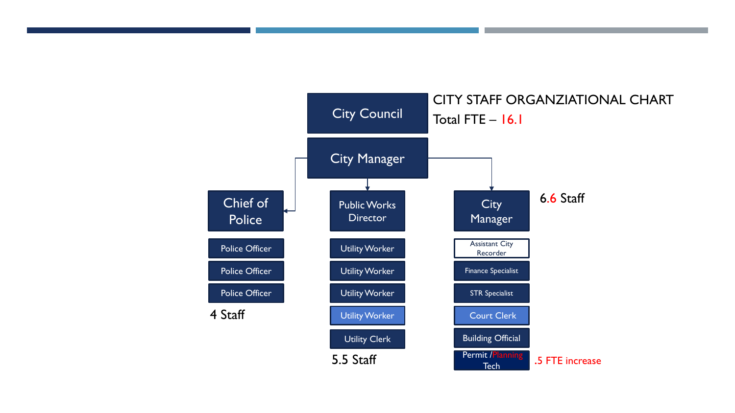# CITY STAFF ORGANZIATIONAL CHART

Total FTE – 16.1

- City Council
  - City Manager
    - Chief of Police
      - Police Officer
      - Police Officer
      - Police Officer
      - 4 Staff
    - Public Works Director
      - Utility Worker
      - Utility Worker
      - Utility Worker
      - Utility Worker
      - Utility Clerk
      - 5.5 Staff
    - City Manager (6.6 Staff)
      - Assistant City Recorder
      - Finance Specialist
      - STR Specialist
      - Court Clerk
      - Building Official
      - Permit /Planning Tech (.5 FTE increase)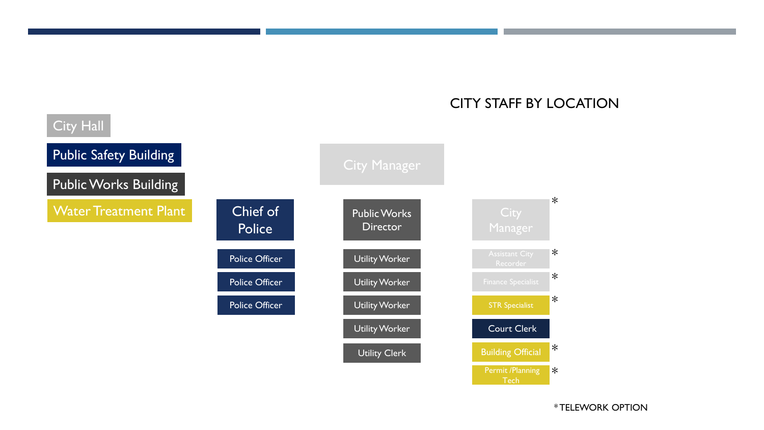# CITY STAFF BY LOCATION

**Legend:**

- City Hall
- Public Safety Building
- Public Works Building
- Water Treatment Plant

**City Manager**

| Chief of Police | Public Works Director | City Manager * |
|---|---|---|
| Police Officer | Utility Worker | Assistant City Recorder * |
| Police Officer | Utility Worker | Finance Specialist * |
| Police Officer | Utility Worker | STR Specialist * |
| | Utility Worker | Court Clerk |
| | Utility Clerk | Building Official * |
| | | Permit /Planning Tech * |

*TELEWORK OPTION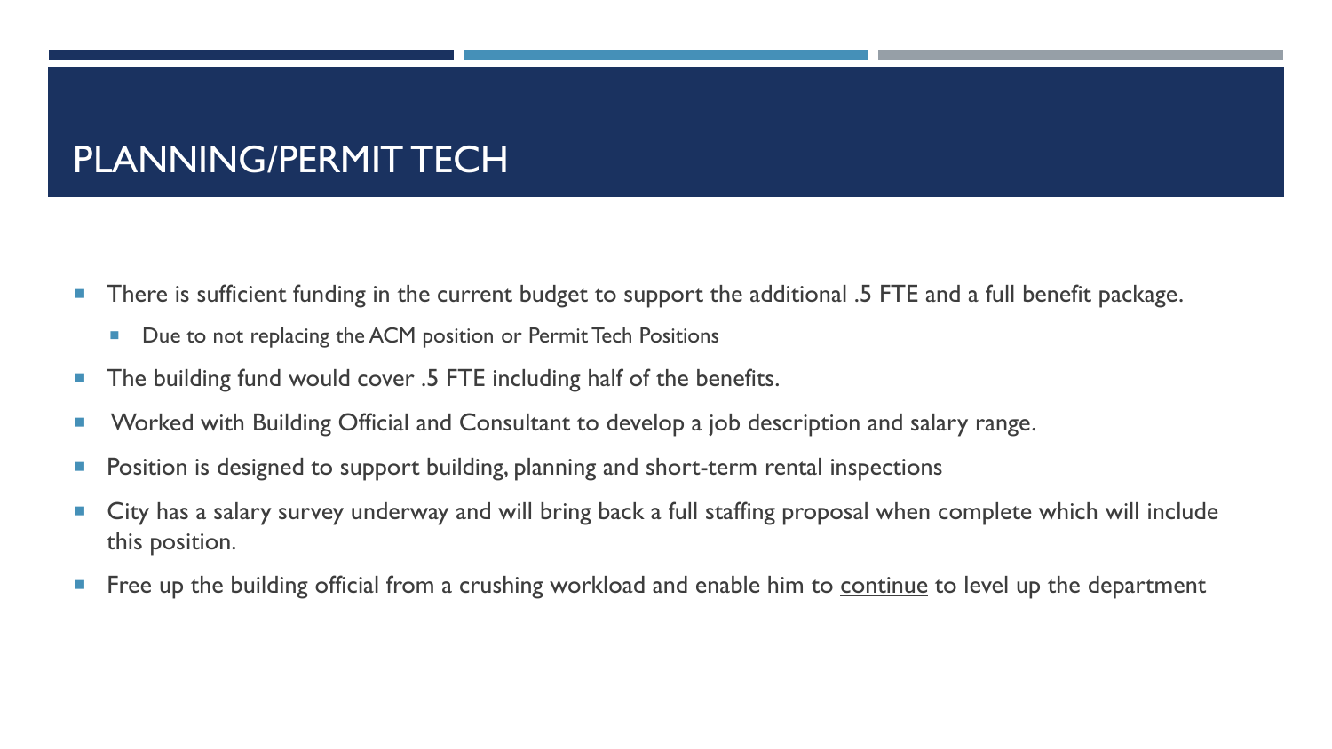# PLANNING/PERMIT TECH

- There is sufficient funding in the current budget to support the additional .5 FTE and a full benefit package.
  - Due to not replacing the ACM position or Permit Tech Positions
- The building fund would cover .5 FTE including half of the benefits.
- Worked with Building Official and Consultant to develop a job description and salary range.
- Position is designed to support building, planning and short-term rental inspections
- City has a salary survey underway and will bring back a full staffing proposal when complete which will include this position.
- Free up the building official from a crushing workload and enable him to <u>continue</u> to level up the department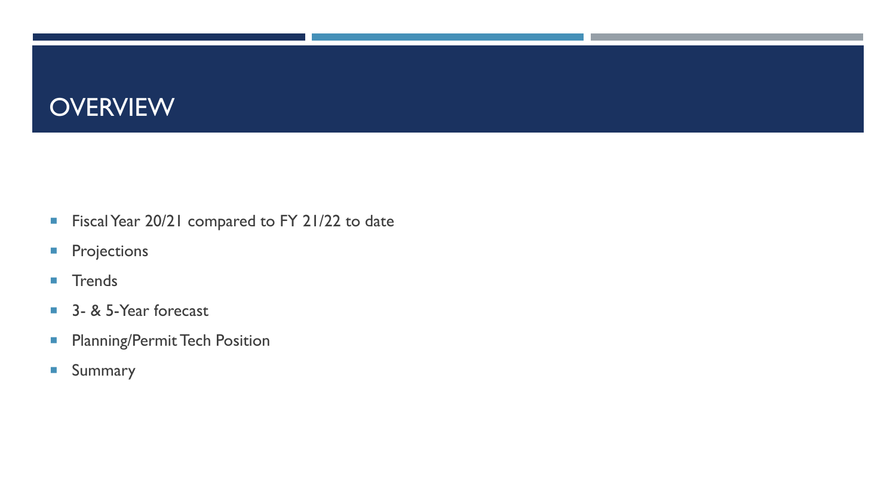# OVERVIEW

- Fiscal Year 20/21 compared to FY 21/22 to date
- Projections
- Trends
- 3- & 5-Year forecast
- Planning/Permit Tech Position
- Summary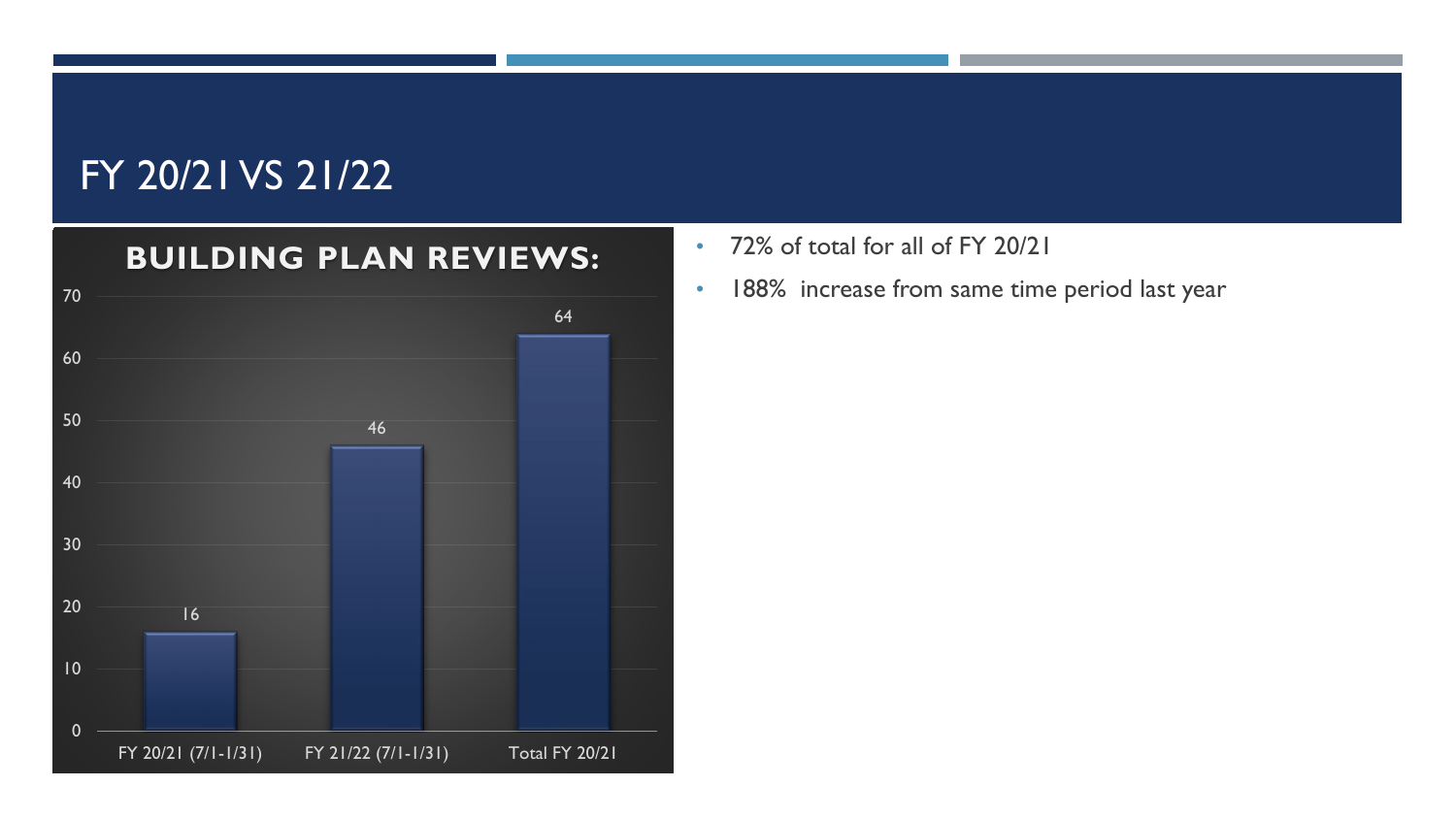# FY 20/21 VS 21/22

**BUILDING PLAN REVIEWS:**

| | Building Plan Reviews |
|---|---|
| FY 20/21 (7/1-1/31) | 16 |
| FY 21/22 (7/1-1/31) | 46 |
| Total FY 20/21 | 64 |

- 72% of total for all of FY 20/21
- 188% increase from same time period last year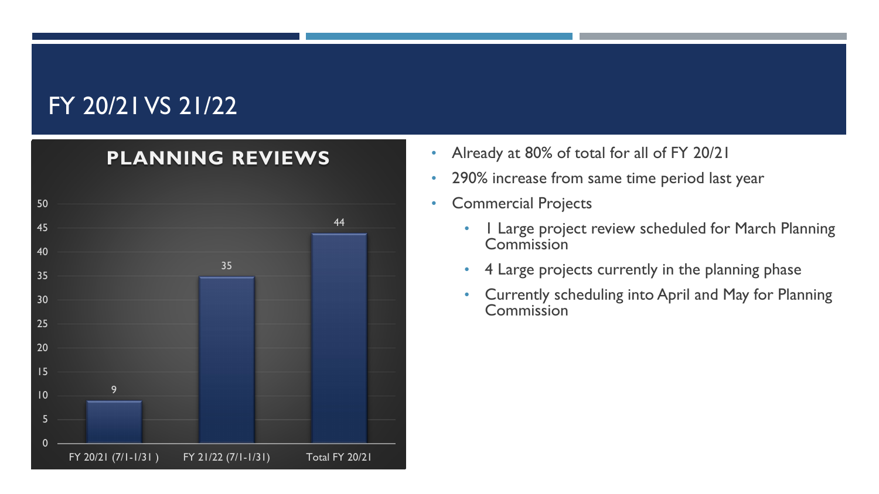# FY 20/21 VS 21/22

## PLANNING REVIEWS

| Period | Planning Reviews |
| --- | --- |
| FY 20/21 (7/1-1/31 ) | 9 |
| FY 21/22 (7/1-1/31) | 35 |
| Total FY 20/21 | 44 |

- Already at 80% of total for all of FY 20/21
- 290% increase from same time period last year
- Commercial Projects
  - 1 Large project review scheduled for March Planning Commission
  - 4 Large projects currently in the planning phase
  - Currently scheduling into April and May for Planning Commission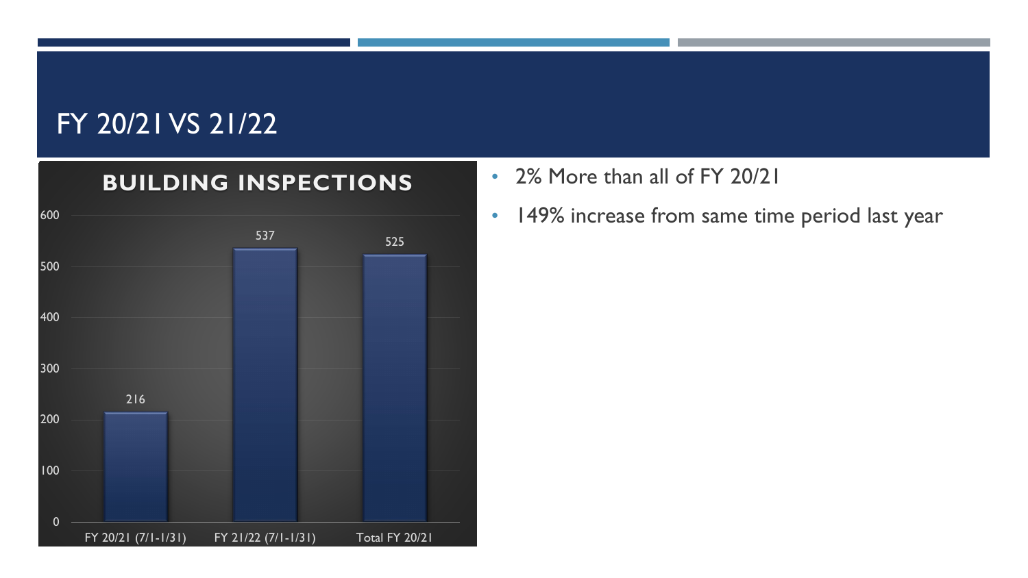# FY 20/21 VS 21/22

**BUILDING INSPECTIONS**

| Period | Building Inspections |
| --- | --- |
| FY 20/21 (7/1-1/31) | 216 |
| FY 21/22 (7/1-1/31) | 537 |
| Total FY 20/21 | 525 |

- 2% More than all of FY 20/21
- 149% increase from same time period last year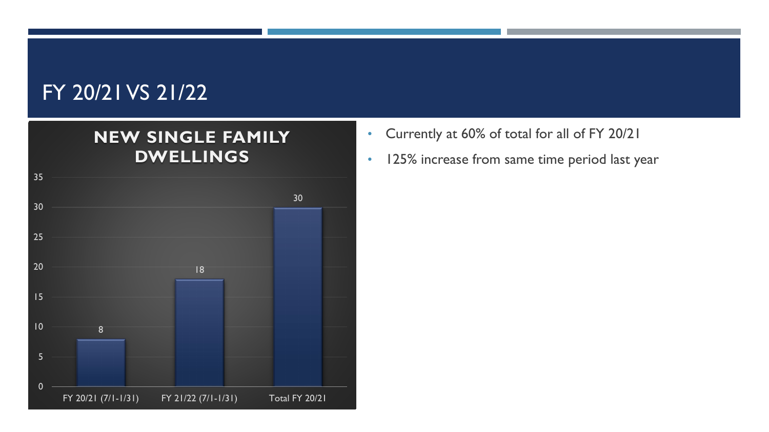# FY 20/21 VS 21/22

**NEW SINGLE FAMILY DWELLINGS**

| Period | Count |
|---|---|
| FY 20/21 (7/1-1/31) | 8 |
| FY 21/22 (7/1-1/31) | 18 |
| Total FY 20/21 | 30 |

- Currently at 60% of total for all of FY 20/21
- 125% increase from same time period last year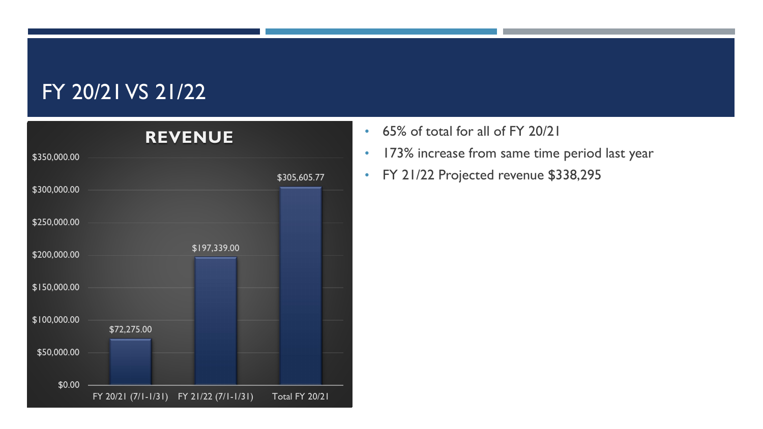# FY 20/21 VS 21/22

**REVENUE**

| | Revenue |
|---|---|
| FY 20/21 (7/1-1/31) | $72,275.00 |
| FY 21/22 (7/1-1/31) | $197,339.00 |
| Total FY 20/21 | $305,605.77 |

- 65% of total for all of FY 20/21
- 173% increase from same time period last year
- FY 21/22 Projected revenue $338,295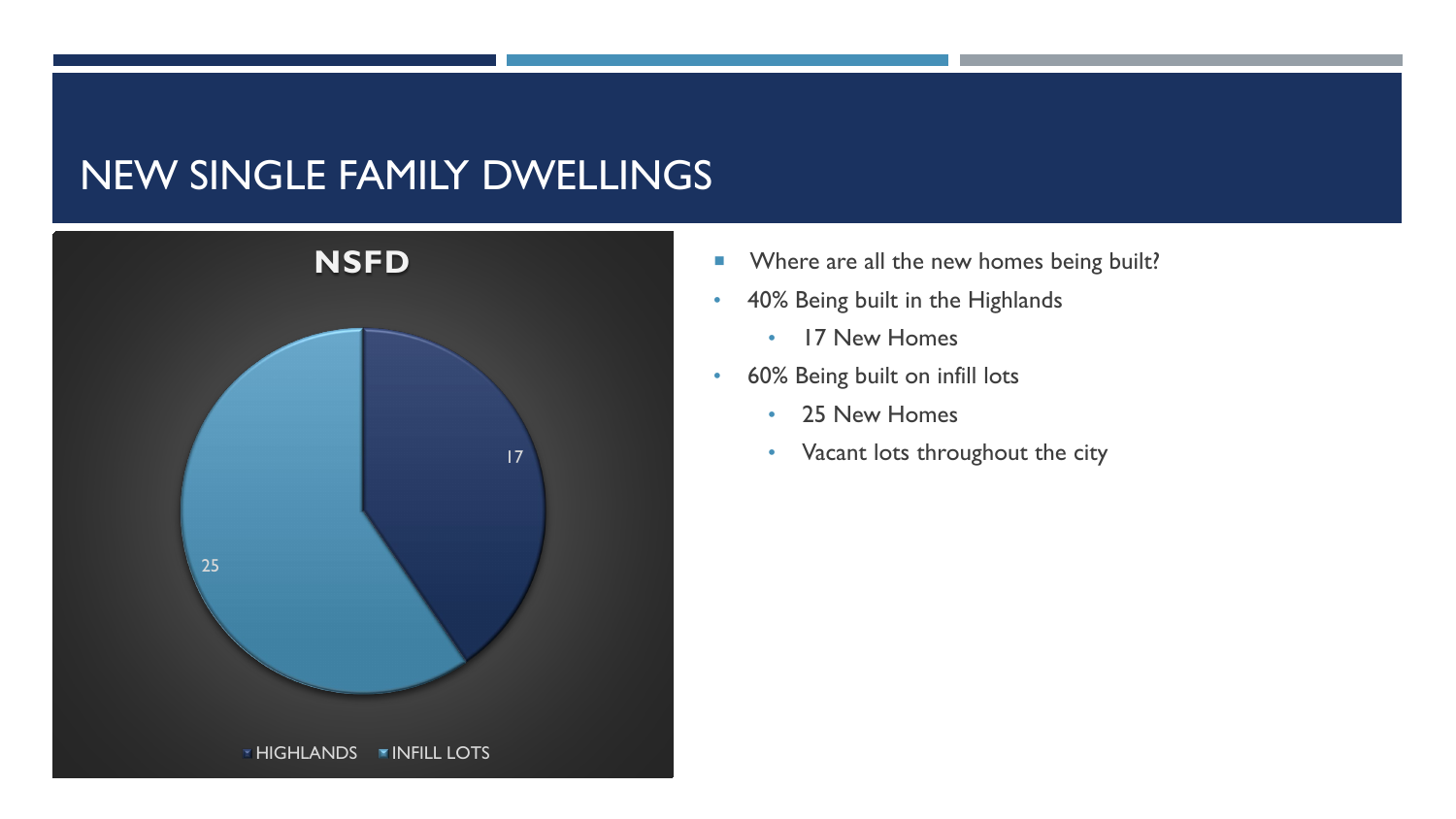# NEW SINGLE FAMILY DWELLINGS

**NSFD**

17

25

HIGHLANDS INFILL LOTS

- Where are all the new homes being built?
- 40% Being built in the Highlands
  - 17 New Homes
- 60% Being built on infill lots
  - 25 New Homes
  - Vacant lots throughout the city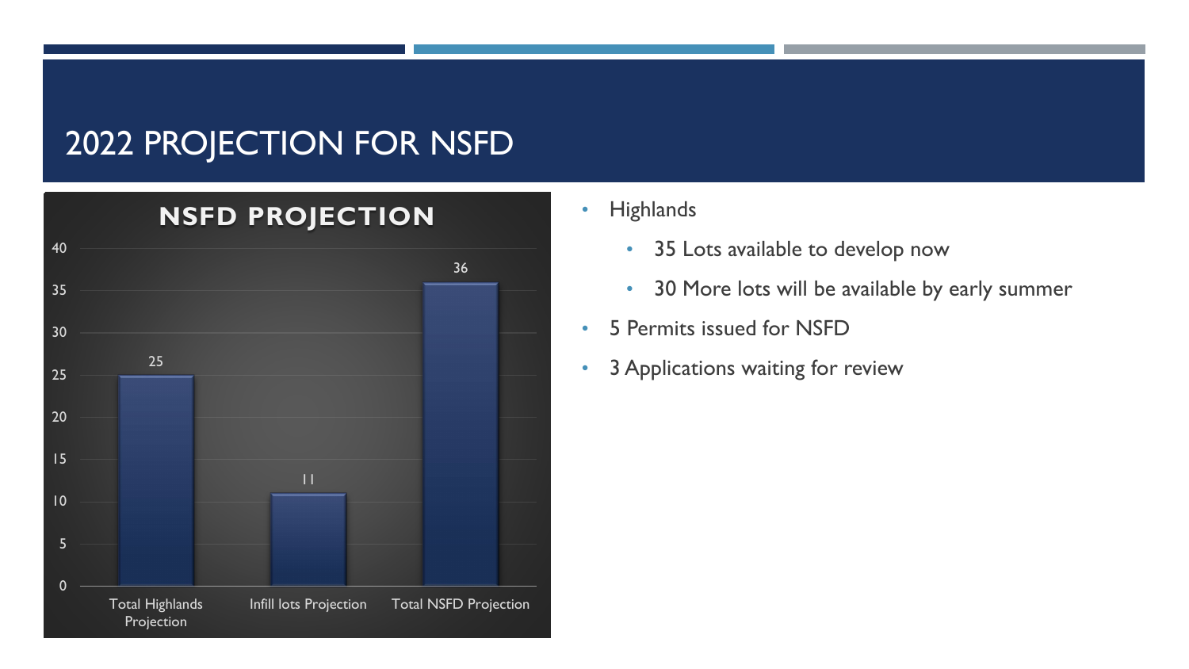# 2022 PROJECTION FOR NSFD

**NSFD PROJECTION**

| | Value |
| --- | --- |
| Total Highlands Projection | 25 |
| Infill lots Projection | 11 |
| Total NSFD Projection | 36 |

- Highlands
  - 35 Lots available to develop now
  - 30 More lots will be available by early summer
- 5 Permits issued for NSFD
- 3 Applications waiting for review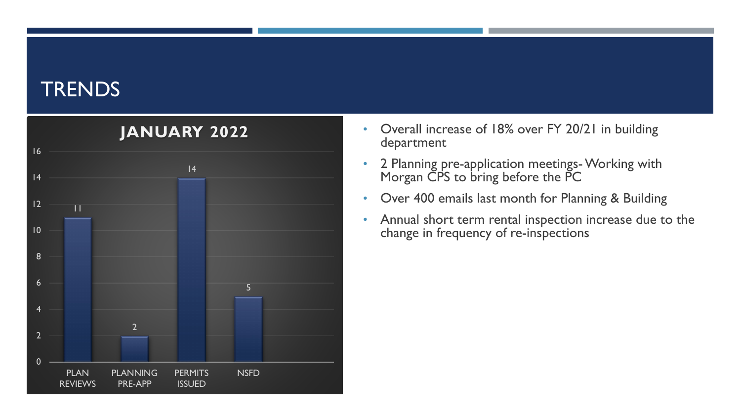# TRENDS

**JANUARY 2022**

| Category | Count |
|---|---|
| PLAN REVIEWS | 11 |
| PLANNING PRE-APP | 2 |
| PERMITS ISSUED | 14 |
| NSFD | 5 |

- Overall increase of 18% over FY 20/21 in building department
- 2 Planning pre-application meetings- Working with Morgan CPS to bring before the PC
- Over 400 emails last month for Planning & Building
- Annual short term rental inspection increase due to the change in frequency of re-inspections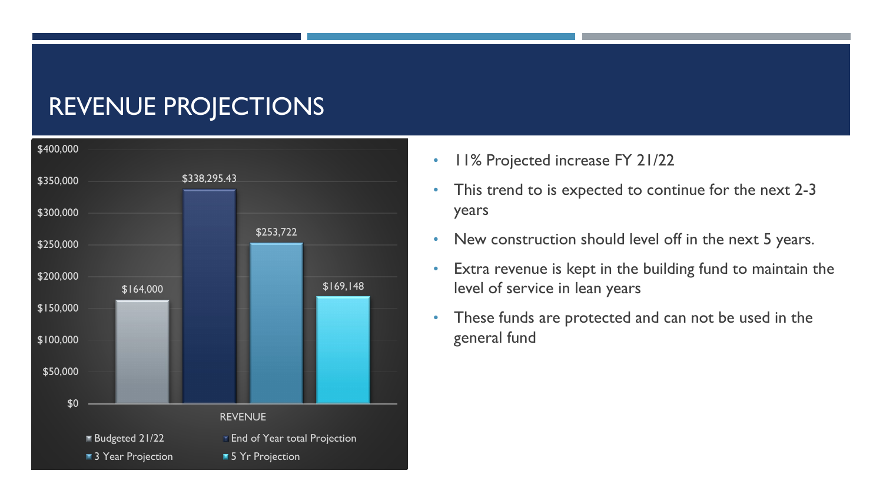# REVENUE PROJECTIONS

| REVENUE | |
| --- | --- |
| Budgeted 21/22 | $164,000 |
| End of Year total Projection | $338,295.43 |
| 3 Year Projection | $253,722 |
| 5 Yr Projection | $169,148 |

- 11% Projected increase FY 21/22
- This trend to is expected to continue for the next 2-3 years
- New construction should level off in the next 5 years.
- Extra revenue is kept in the building fund to maintain the level of service in lean years
- These funds are protected and can not be used in the general fund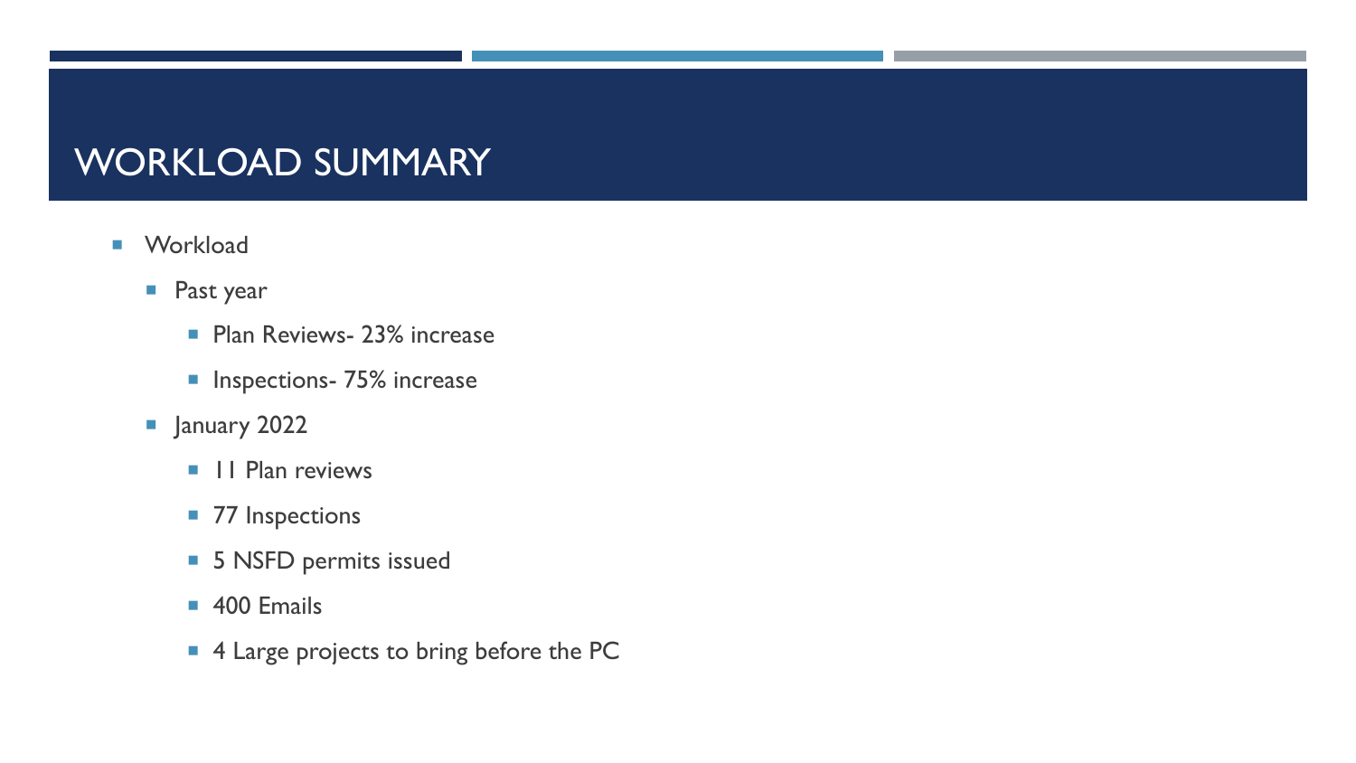# WORKLOAD SUMMARY

- Workload
  - Past year
    - Plan Reviews- 23% increase
    - Inspections- 75% increase
  - January 2022
    - 11 Plan reviews
    - 77 Inspections
    - 5 NSFD permits issued
    - 400 Emails
    - 4 Large projects to bring before the PC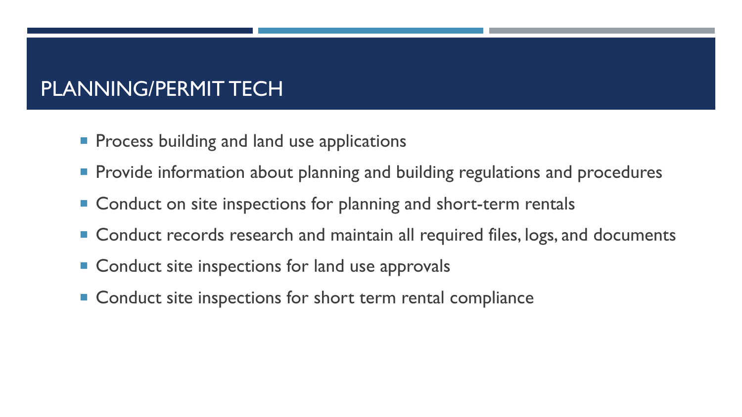# PLANNING/PERMIT TECH

- Process building and land use applications
- Provide information about planning and building regulations and procedures
- Conduct on site inspections for planning and short-term rentals
- Conduct records research and maintain all required files, logs, and documents
- Conduct site inspections for land use approvals
- Conduct site inspections for short term rental compliance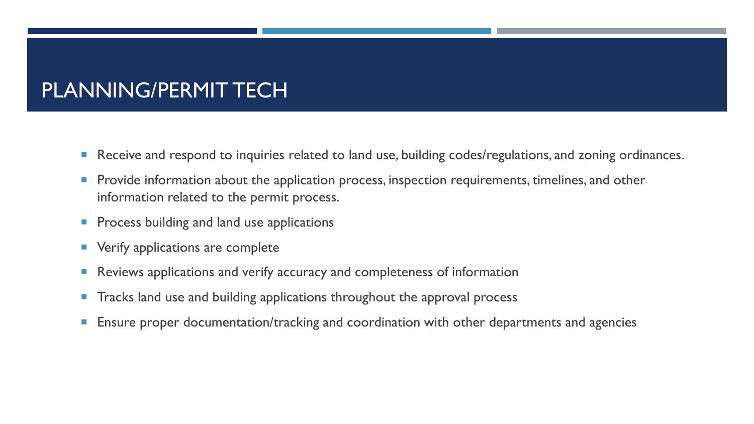# PLANNING/PERMIT TECH

- Receive and respond to inquiries related to land use, building codes/regulations, and zoning ordinances.
- Provide information about the application process, inspection requirements, timelines, and other information related to the permit process.
- Process building and land use applications
- Verify applications are complete
- Reviews applications and verify accuracy and completeness of information
- Tracks land use and building applications throughout the approval process
- Ensure proper documentation/tracking and coordination with other departments and agencies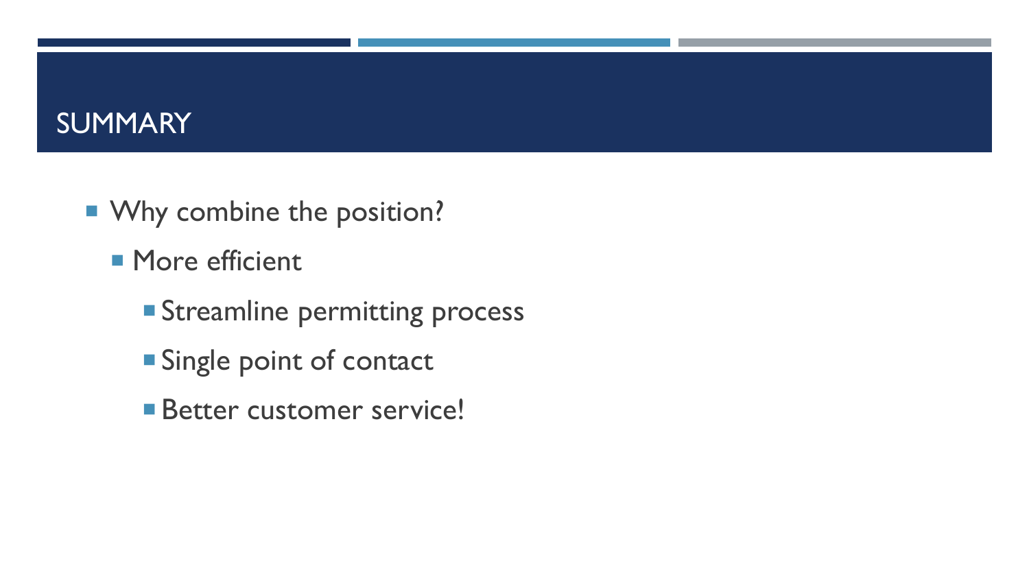## SUMMARY

- Why combine the position?
  - More efficient
    - Streamline permitting process
    - Single point of contact
    - Better customer service!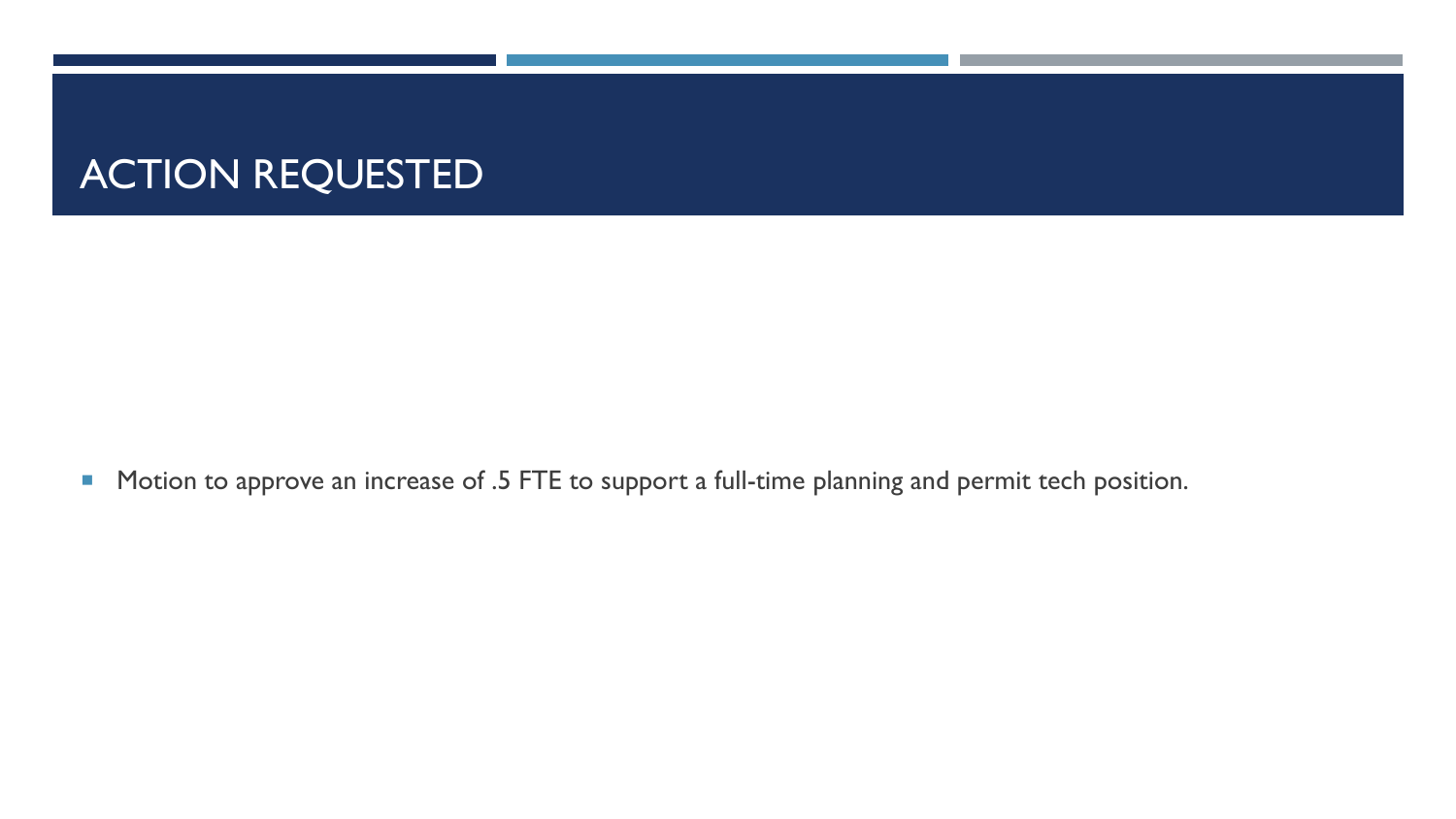# ACTION REQUESTED

- Motion to approve an increase of .5 FTE to support a full-time planning and permit tech position.